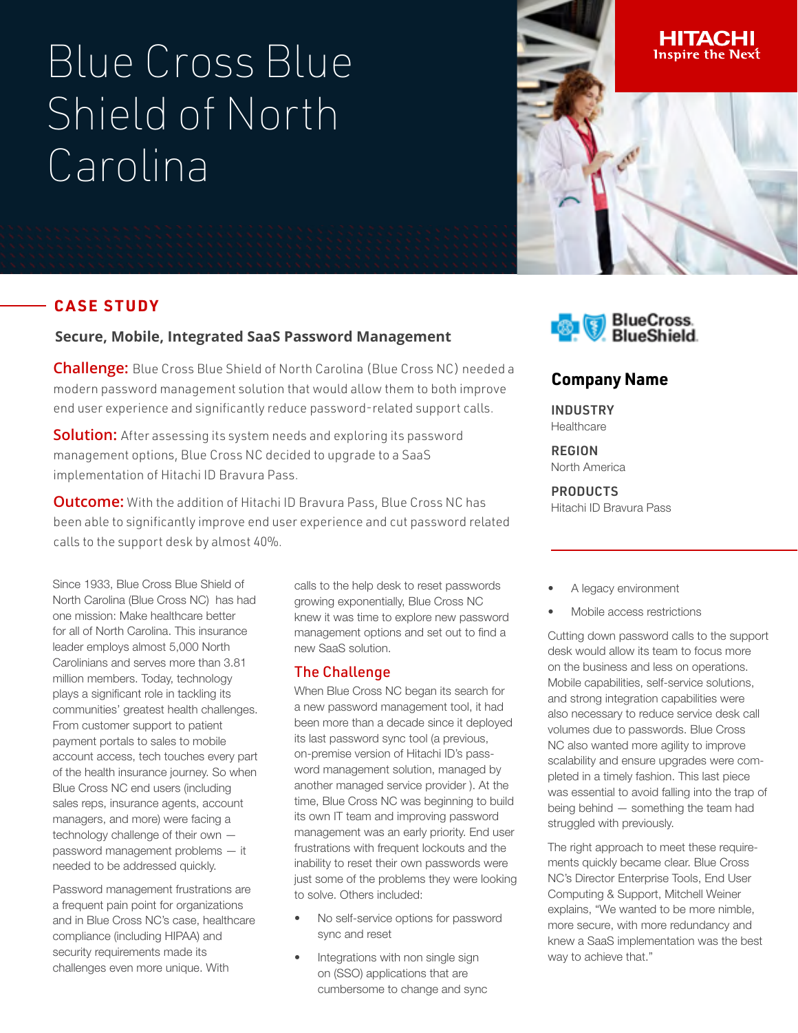# Blue Cross Blue Shield of North Carolina

HITACHI
Inspire the Next

## CASE STUDY

### Secure, Mobile, Integrated SaaS Password Management

**Challenge:** Blue Cross Blue Shield of North Carolina (Blue Cross NC) needed a modern password management solution that would allow them to both improve end user experience and significantly reduce password-related support calls.

**Solution:** After assessing its system needs and exploring its password management options, Blue Cross NC decided to upgrade to a SaaS implementation of Hitachi ID Bravura Pass.

**Outcome:** With the addition of Hitachi ID Bravura Pass, Blue Cross NC has been able to significantly improve end user experience and cut password related calls to the support desk by almost 40%.

BlueCross BlueShield

**Company Name**

**INDUSTRY**
Healthcare

**REGION**
North America

**PRODUCTS**
Hitachi ID Bravura Pass

Since 1933, Blue Cross Blue Shield of North Carolina (Blue Cross NC) has had one mission: Make healthcare better for all of North Carolina. This insurance leader employs almost 5,000 North Carolinians and serves more than 3.81 million members. Today, technology plays a significant role in tackling its communities' greatest health challenges. From customer support to patient payment portals to sales to mobile account access, tech touches every part of the health insurance journey. So when Blue Cross NC end users (including sales reps, insurance agents, account managers, and more) were facing a technology challenge of their own — password management problems — it needed to be addressed quickly.

Password management frustrations are a frequent pain point for organizations and in Blue Cross NC's case, healthcare compliance (including HIPAA) and security requirements made its challenges even more unique. With calls to the help desk to reset passwords growing exponentially, Blue Cross NC knew it was time to explore new password management options and set out to find a new SaaS solution.

## The Challenge

When Blue Cross NC began its search for a new password management tool, it had been more than a decade since it deployed its last password sync tool (a previous, on-premise version of Hitachi ID's password management solution, managed by another managed service provider ). At the time, Blue Cross NC was beginning to build its own IT team and improving password management was an early priority. End user frustrations with frequent lockouts and the inability to reset their own passwords were just some of the problems they were looking to solve. Others included:

- No self-service options for password sync and reset
- Integrations with non single sign on (SSO) applications that are cumbersome to change and sync
- A legacy environment
- Mobile access restrictions

Cutting down password calls to the support desk would allow its team to focus more on the business and less on operations. Mobile capabilities, self-service solutions, and strong integration capabilities were also necessary to reduce service desk call volumes due to passwords. Blue Cross NC also wanted more agility to improve scalability and ensure upgrades were completed in a timely fashion. This last piece was essential to avoid falling into the trap of being behind — something the team had struggled with previously.

The right approach to meet these requirements quickly became clear. Blue Cross NC's Director Enterprise Tools, End User Computing & Support, Mitchell Weiner explains, "We wanted to be more nimble, more secure, with more redundancy and knew a SaaS implementation was the best way to achieve that."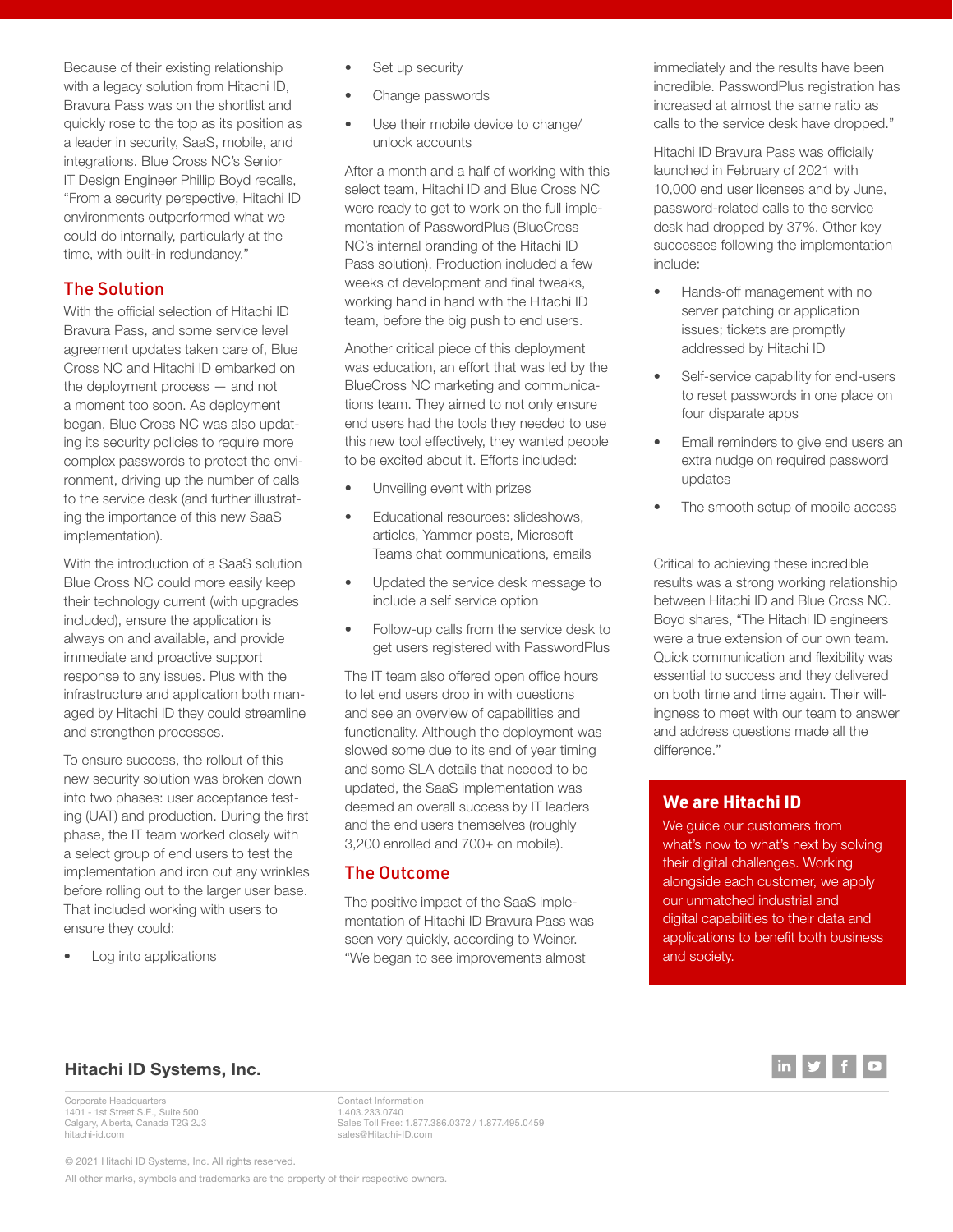Because of their existing relationship with a legacy solution from Hitachi ID, Bravura Pass was on the shortlist and quickly rose to the top as its position as a leader in security, SaaS, mobile, and integrations. Blue Cross NC's Senior IT Design Engineer Phillip Boyd recalls, "From a security perspective, Hitachi ID environments outperformed what we could do internally, particularly at the time, with built-in redundancy."

## The Solution

With the official selection of Hitachi ID Bravura Pass, and some service level agreement updates taken care of, Blue Cross NC and Hitachi ID embarked on the deployment process — and not a moment too soon. As deployment began, Blue Cross NC was also updating its security policies to require more complex passwords to protect the environment, driving up the number of calls to the service desk (and further illustrating the importance of this new SaaS implementation).

With the introduction of a SaaS solution Blue Cross NC could more easily keep their technology current (with upgrades included), ensure the application is always on and available, and provide immediate and proactive support response to any issues. Plus with the infrastructure and application both managed by Hitachi ID they could streamline and strengthen processes.

To ensure success, the rollout of this new security solution was broken down into two phases: user acceptance testing (UAT) and production. During the first phase, the IT team worked closely with a select group of end users to test the implementation and iron out any wrinkles before rolling out to the larger user base. That included working with users to ensure they could:

- Log into applications
- Set up security
- Change passwords
- Use their mobile device to change/unlock accounts

After a month and a half of working with this select team, Hitachi ID and Blue Cross NC were ready to get to work on the full implementation of PasswordPlus (BlueCross NC's internal branding of the Hitachi ID Pass solution). Production included a few weeks of development and final tweaks, working hand in hand with the Hitachi ID team, before the big push to end users.

Another critical piece of this deployment was education, an effort that was led by the BlueCross NC marketing and communications team. They aimed to not only ensure end users had the tools they needed to use this new tool effectively, they wanted people to be excited about it. Efforts included:

- Unveiling event with prizes
- Educational resources: slideshows, articles, Yammer posts, Microsoft Teams chat communications, emails
- Updated the service desk message to include a self service option
- Follow-up calls from the service desk to get users registered with PasswordPlus

The IT team also offered open office hours to let end users drop in with questions and see an overview of capabilities and functionality. Although the deployment was slowed some due to its end of year timing and some SLA details that needed to be updated, the SaaS implementation was deemed an overall success by IT leaders and the end users themselves (roughly 3,200 enrolled and 700+ on mobile).

## The Outcome

The positive impact of the SaaS implementation of Hitachi ID Bravura Pass was seen very quickly, according to Weiner. "We began to see improvements almost immediately and the results have been incredible. PasswordPlus registration has increased at almost the same ratio as calls to the service desk have dropped."

Hitachi ID Bravura Pass was officially launched in February of 2021 with 10,000 end user licenses and by June, password-related calls to the service desk had dropped by 37%. Other key successes following the implementation include:

- Hands-off management with no server patching or application issues; tickets are promptly addressed by Hitachi ID
- Self-service capability for end-users to reset passwords in one place on four disparate apps
- Email reminders to give end users an extra nudge on required password updates
- The smooth setup of mobile access

Critical to achieving these incredible results was a strong working relationship between Hitachi ID and Blue Cross NC. Boyd shares, "The Hitachi ID engineers were a true extension of our own team. Quick communication and flexibility was essential to success and they delivered on both time and time again. Their willingness to meet with our team to answer and address questions made all the difference."

## We are Hitachi ID

We guide our customers from what's now to what's next by solving their digital challenges. Working alongside each customer, we apply our unmatched industrial and digital capabilities to their data and applications to benefit both business and society.

**Hitachi ID Systems, Inc.**

Corporate Headquarters
1401 - 1st Street S.E., Suite 500
Calgary, Alberta, Canada T2G 2J3
hitachi-id.com

Contact Information
1.403.233.0740
Sales Toll Free: 1.877.386.0372 / 1.877.495.0459
sales@Hitachi-ID.com

© 2021 Hitachi ID Systems, Inc. All rights reserved.

All other marks, symbols and trademarks are the property of their respective owners.